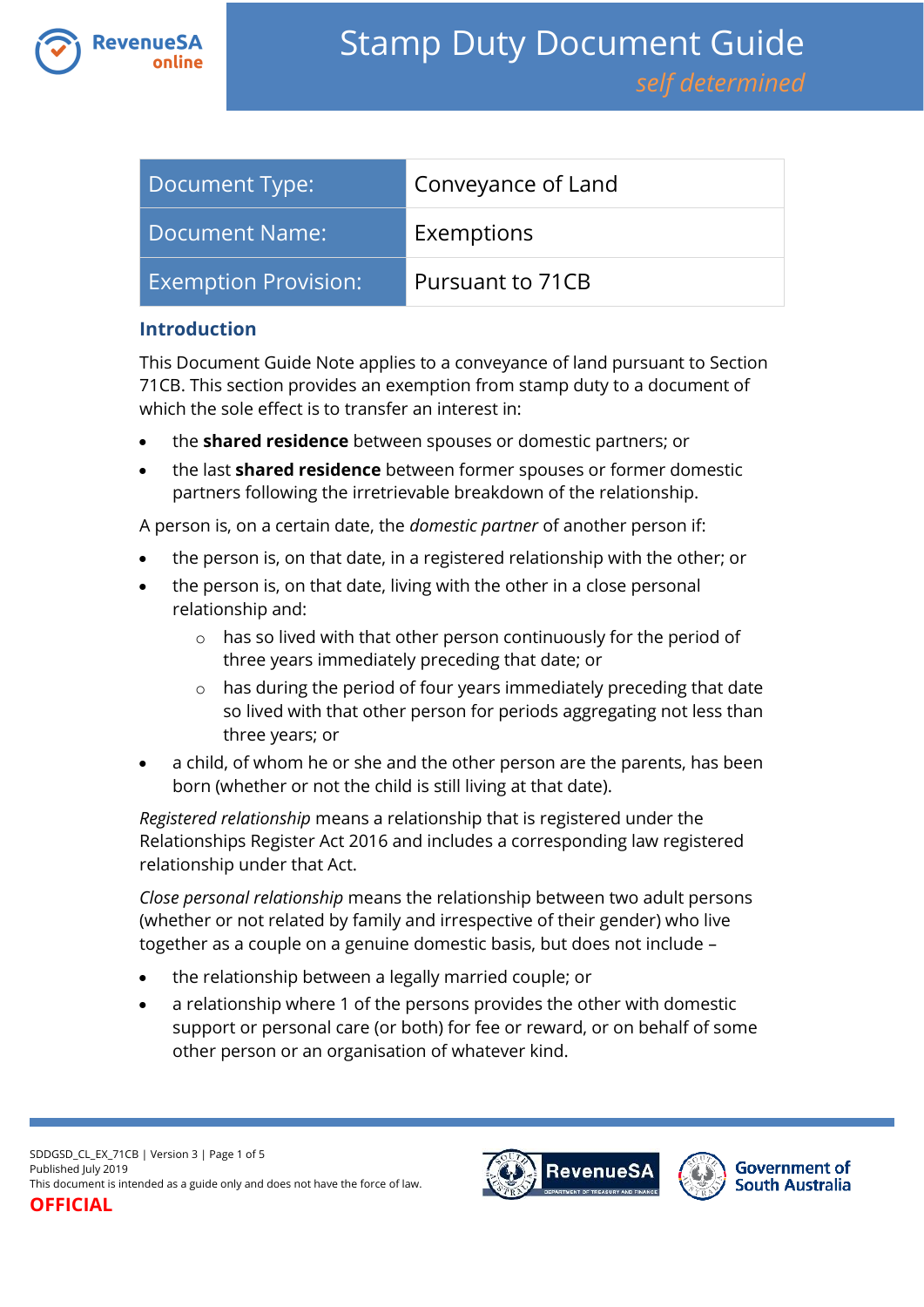# Stamp Duty Document Guide

*self determined*

| | |
|---|---|
| Document Type: | Conveyance of Land |
| Document Name: | Exemptions |
| Exemption Provision: | Pursuant to 71CB |

## Introduction

This Document Guide Note applies to a conveyance of land pursuant to Section 71CB. This section provides an exemption from stamp duty to a document of which the sole effect is to transfer an interest in:

- the **shared residence** between spouses or domestic partners; or
- the last **shared residence** between former spouses or former domestic partners following the irretrievable breakdown of the relationship.

A person is, on a certain date, the *domestic partner* of another person if:

- the person is, on that date, in a registered relationship with the other; or
- the person is, on that date, living with the other in a close personal relationship and:
  - has so lived with that other person continuously for the period of three years immediately preceding that date; or
  - has during the period of four years immediately preceding that date so lived with that other person for periods aggregating not less than three years; or
- a child, of whom he or she and the other person are the parents, has been born (whether or not the child is still living at that date).

*Registered relationship* means a relationship that is registered under the Relationships Register Act 2016 and includes a corresponding law registered relationship under that Act.

*Close personal relationship* means the relationship between two adult persons (whether or not related by family and irrespective of their gender) who live together as a couple on a genuine domestic basis, but does not include –

- the relationship between a legally married couple; or
- a relationship where 1 of the persons provides the other with domestic support or personal care (or both) for fee or reward, or on behalf of some other person or an organisation of whatever kind.

SDDGSD_CL_EX_71CB | Version 3
Published July 2019
This document is intended as a guide only and does not have the force of law.
**OFFICIAL**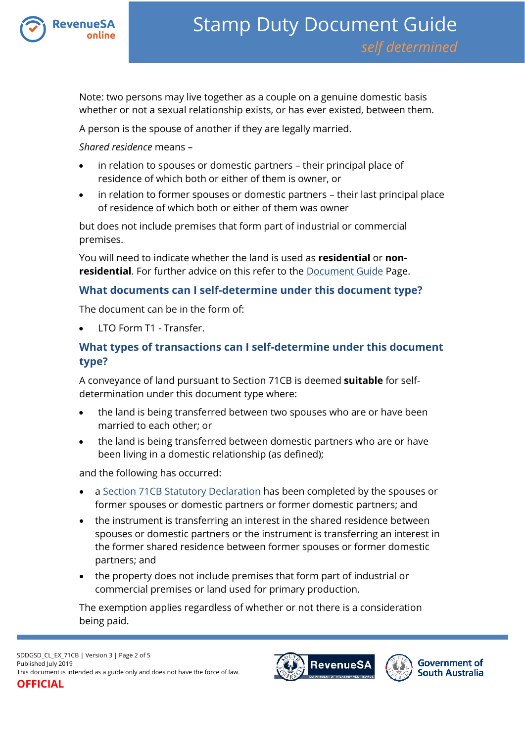Note: two persons may live together as a couple on a genuine domestic basis whether or not a sexual relationship exists, or has ever existed, between them.

A person is the spouse of another if they are legally married.

*Shared residence* means –

- in relation to spouses or domestic partners – their principal place of residence of which both or either of them is owner, or
- in relation to former spouses or domestic partners – their last principal place of residence of which both or either of them was owner

but does not include premises that form part of industrial or commercial premises.

You will need to indicate whether the land is used as **residential** or **non-residential**. For further advice on this refer to the Document Guide Page.

## What documents can I self-determine under this document type?

The document can be in the form of:

- LTO Form T1 - Transfer.

## What types of transactions can I self-determine under this document type?

A conveyance of land pursuant to Section 71CB is deemed **suitable** for self-determination under this document type where:

- the land is being transferred between two spouses who are or have been married to each other; or
- the land is being transferred between domestic partners who are or have been living in a domestic relationship (as defined);

and the following has occurred:

- a Section 71CB Statutory Declaration has been completed by the spouses or former spouses or domestic partners or former domestic partners; and
- the instrument is transferring an interest in the shared residence between spouses or domestic partners or the instrument is transferring an interest in the former shared residence between former spouses or former domestic partners; and
- the property does not include premises that form part of industrial or commercial premises or land used for primary production.

The exemption applies regardless of whether or not there is a consideration being paid.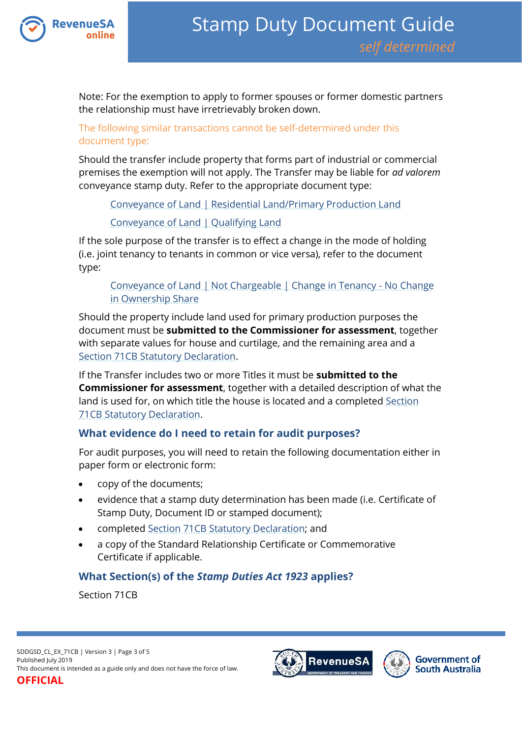Note: For the exemption to apply to former spouses or former domestic partners the relationship must have irretrievably broken down.

The following similar transactions cannot be self-determined under this document type:

Should the transfer include property that forms part of industrial or commercial premises the exemption will not apply. The Transfer may be liable for *ad valorem* conveyance stamp duty. Refer to the appropriate document type:

> Conveyance of Land | Residential Land/Primary Production Land
>
> Conveyance of Land | Qualifying Land

If the sole purpose of the transfer is to effect a change in the mode of holding (i.e. joint tenancy to tenants in common or vice versa), refer to the document type:

> Conveyance of Land | Not Chargeable | Change in Tenancy - No Change in Ownership Share

Should the property include land used for primary production purposes the document must be **submitted to the Commissioner for assessment**, together with separate values for house and curtilage, and the remaining area and a Section 71CB Statutory Declaration.

If the Transfer includes two or more Titles it must be **submitted to the Commissioner for assessment**, together with a detailed description of what the land is used for, on which title the house is located and a completed Section 71CB Statutory Declaration.

### What evidence do I need to retain for audit purposes?

For audit purposes, you will need to retain the following documentation either in paper form or electronic form:

- copy of the documents;
- evidence that a stamp duty determination has been made (i.e. Certificate of Stamp Duty, Document ID or stamped document);
- completed Section 71CB Statutory Declaration; and
- a copy of the Standard Relationship Certificate or Commemorative Certificate if applicable.

### What Section(s) of the *Stamp Duties Act 1923* applies?

Section 71CB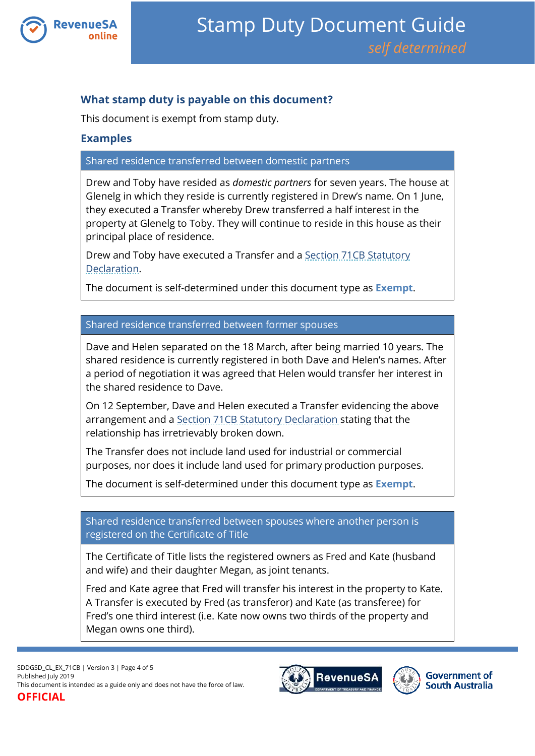### What stamp duty is payable on this document?

This document is exempt from stamp duty.

### Examples

**Shared residence transferred between domestic partners**

Drew and Toby have resided as *domestic partners* for seven years. The house at Glenelg in which they reside is currently registered in Drew's name. On 1 June, they executed a Transfer whereby Drew transferred a half interest in the property at Glenelg to Toby. They will continue to reside in this house as their principal place of residence.

Drew and Toby have executed a Transfer and a Section 71CB Statutory Declaration.

The document is self-determined under this document type as **Exempt**.

**Shared residence transferred between former spouses**

Dave and Helen separated on the 18 March, after being married 10 years. The shared residence is currently registered in both Dave and Helen's names. After a period of negotiation it was agreed that Helen would transfer her interest in the shared residence to Dave.

On 12 September, Dave and Helen executed a Transfer evidencing the above arrangement and a Section 71CB Statutory Declaration stating that the relationship has irretrievably broken down.

The Transfer does not include land used for industrial or commercial purposes, nor does it include land used for primary production purposes.

The document is self-determined under this document type as **Exempt**.

**Shared residence transferred between spouses where another person is registered on the Certificate of Title**

The Certificate of Title lists the registered owners as Fred and Kate (husband and wife) and their daughter Megan, as joint tenants.

Fred and Kate agree that Fred will transfer his interest in the property to Kate. A Transfer is executed by Fred (as transferor) and Kate (as transferee) for Fred's one third interest (i.e. Kate now owns two thirds of the property and Megan owns one third).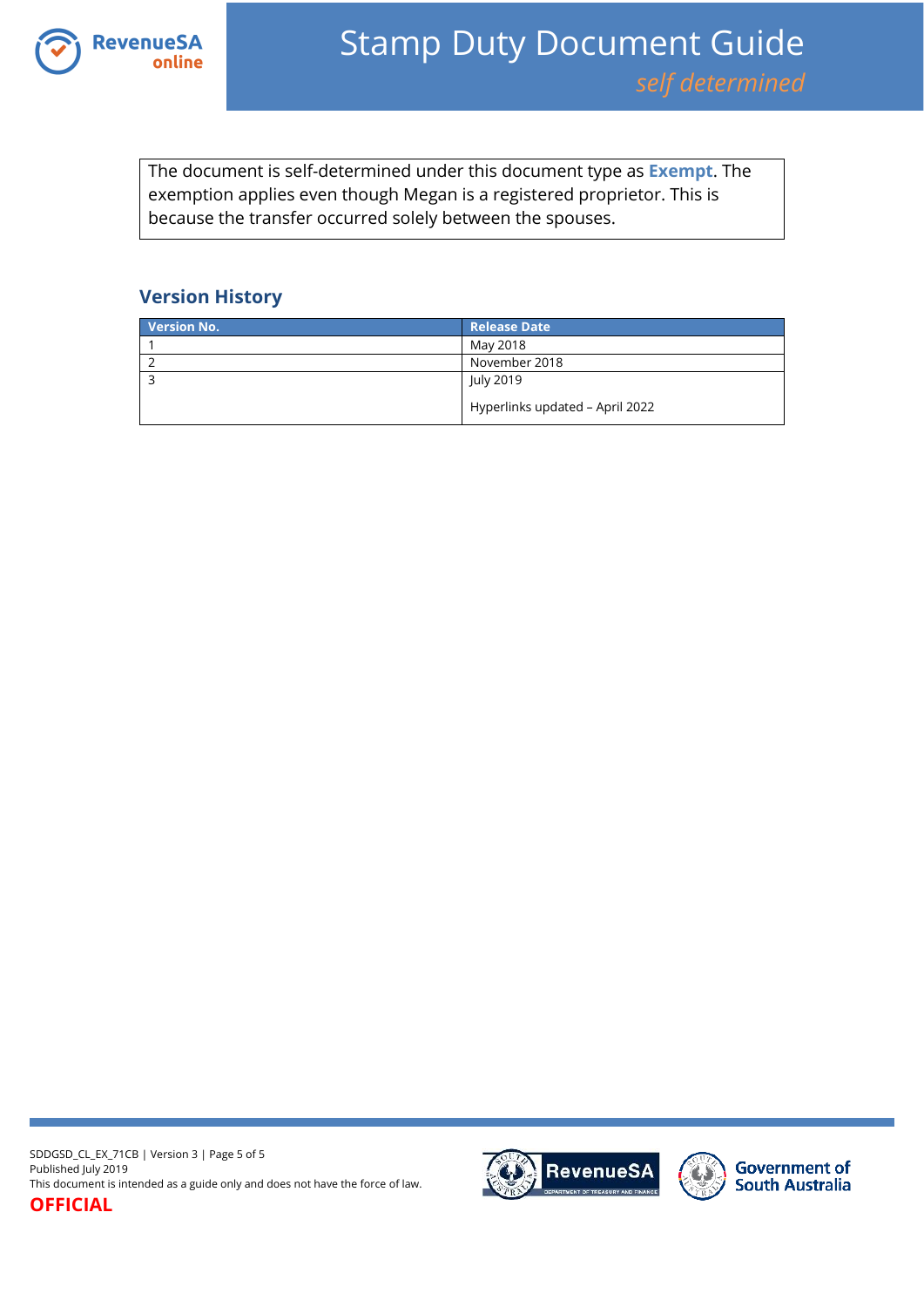The document is self-determined under this document type as **Exempt**. The exemption applies even though Megan is a registered proprietor. This is because the transfer occurred solely between the spouses.

## Version History

| Version No. | Release Date |
|---|---|
| 1 | May 2018 |
| 2 | November 2018 |
| 3 | July 2019<br><br>Hyperlinks updated – April 2022 |

SDDGSD_CL_EX_71CB | Version 3
Published July 2019
This document is intended as a guide only and does not have the force of law.

**OFFICIAL**